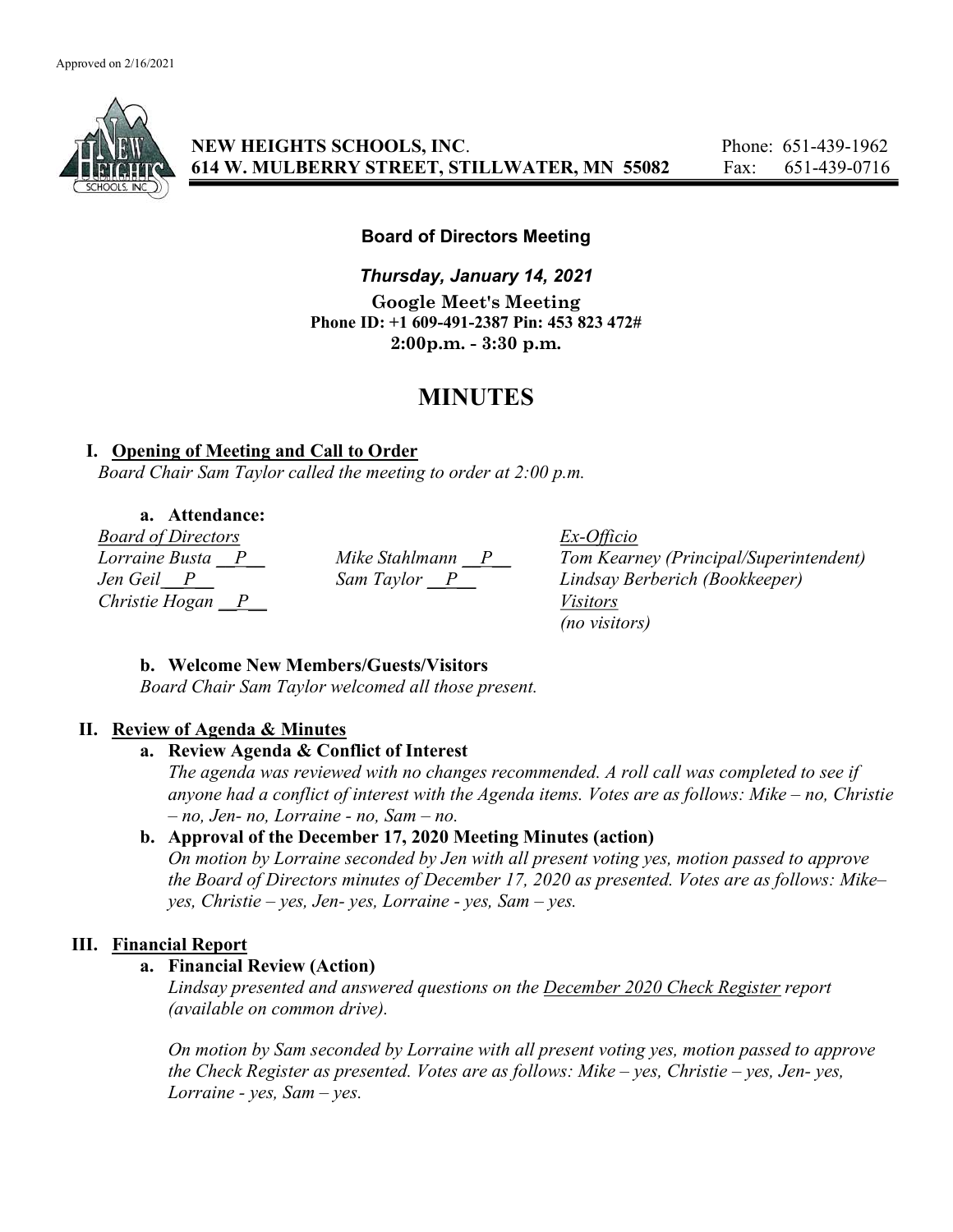Approved on 2/16/2021

**NEW HEIGHTS SCHOOLS, INC.**
**614 W. MULBERRY STREET, STILLWATER, MN 55082**

Phone: 651-439-1962
Fax: 651-439-0716

**Board of Directors Meeting**

***Thursday, January 14, 2021***

**Google Meet's Meeting**
**Phone ID: +1 609-491-2387 Pin: 453 823 472#**
**2:00p.m. - 3:30 p.m.**

# MINUTES

## I. Opening of Meeting and Call to Order

*Board Chair Sam Taylor called the meeting to order at 2:00 p.m.*

### a. Attendance:

| *Board of Directors* | | *Ex-Officio* |
|---|---|---|
| *Lorraine Busta \_\_P\_\_* | *Mike Stahlmann \_\_P\_\_* | *Tom Kearney (Principal/Superintendent)* |
| *Jen Geil\_\_P\_\_* | *Sam Taylor \_\_P\_\_* | *Lindsay Berberich (Bookkeeper)* |
| *Christie Hogan \_\_P\_\_* | | *Visitors* |
| | | *(no visitors)* |

### b. Welcome New Members/Guests/Visitors

*Board Chair Sam Taylor welcomed all those present.*

## II. Review of Agenda & Minutes

### a. Review Agenda & Conflict of Interest

*The agenda was reviewed with no changes recommended. A roll call was completed to see if anyone had a conflict of interest with the Agenda items. Votes are as follows: Mike – no, Christie – no, Jen- no, Lorraine - no, Sam – no.*

### b. Approval of the December 17, 2020 Meeting Minutes (action)

*On motion by Lorraine seconded by Jen with all present voting yes, motion passed to approve the Board of Directors minutes of December 17, 2020 as presented. Votes are as follows: Mike– yes, Christie – yes, Jen- yes, Lorraine - yes, Sam – yes.*

## III. Financial Report

### a. Financial Review (Action)

*Lindsay presented and answered questions on the December 2020 Check Register report (available on common drive).*

*On motion by Sam seconded by Lorraine with all present voting yes, motion passed to approve the Check Register as presented. Votes are as follows: Mike – yes, Christie – yes, Jen- yes, Lorraine - yes, Sam – yes.*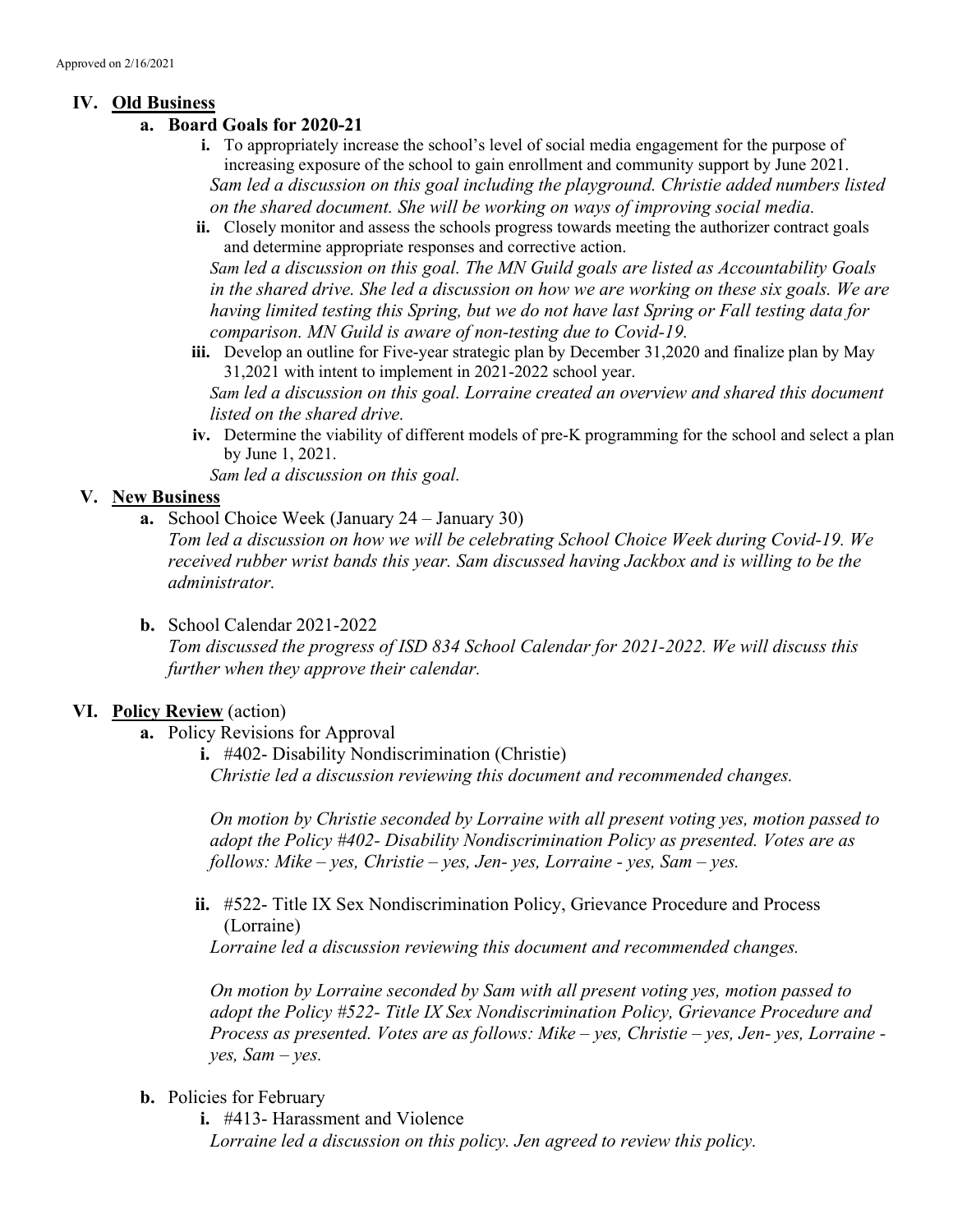Approved on 2/16/2021

## IV. Old Business

### a. Board Goals for 2020-21

i. To appropriately increase the school's level of social media engagement for the purpose of increasing exposure of the school to gain enrollment and community support by June 2021.

*Sam led a discussion on this goal including the playground. Christie added numbers listed on the shared document. She will be working on ways of improving social media.*

ii. Closely monitor and assess the schools progress towards meeting the authorizer contract goals and determine appropriate responses and corrective action.

*Sam led a discussion on this goal. The MN Guild goals are listed as Accountability Goals in the shared drive. She led a discussion on how we are working on these six goals. We are having limited testing this Spring, but we do not have last Spring or Fall testing data for comparison. MN Guild is aware of non-testing due to Covid-19.*

iii. Develop an outline for Five-year strategic plan by December 31,2020 and finalize plan by May 31,2021 with intent to implement in 2021-2022 school year.

*Sam led a discussion on this goal. Lorraine created an overview and shared this document listed on the shared drive.*

iv. Determine the viability of different models of pre-K programming for the school and select a plan by June 1, 2021.

*Sam led a discussion on this goal.*

## V. New Business

**a.** School Choice Week (January 24 – January 30)

*Tom led a discussion on how we will be celebrating School Choice Week during Covid-19. We received rubber wrist bands this year. Sam discussed having Jackbox and is willing to be the administrator.*

**b.** School Calendar 2021-2022

*Tom discussed the progress of ISD 834 School Calendar for 2021-2022. We will discuss this further when they approve their calendar.*

## VI. Policy Review (action)

**a.** Policy Revisions for Approval

i. #402- Disability Nondiscrimination (Christie)

*Christie led a discussion reviewing this document and recommended changes.*

*On motion by Christie seconded by Lorraine with all present voting yes, motion passed to adopt the Policy #402- Disability Nondiscrimination Policy as presented. Votes are as follows: Mike – yes, Christie – yes, Jen- yes, Lorraine - yes, Sam – yes.*

ii. #522- Title IX Sex Nondiscrimination Policy, Grievance Procedure and Process (Lorraine)

*Lorraine led a discussion reviewing this document and recommended changes.*

*On motion by Lorraine seconded by Sam with all present voting yes, motion passed to adopt the Policy #522- Title IX Sex Nondiscrimination Policy, Grievance Procedure and Process as presented. Votes are as follows: Mike – yes, Christie – yes, Jen- yes, Lorraine - yes, Sam – yes.*

**b.** Policies for February

i. #413- Harassment and Violence

*Lorraine led a discussion on this policy. Jen agreed to review this policy.*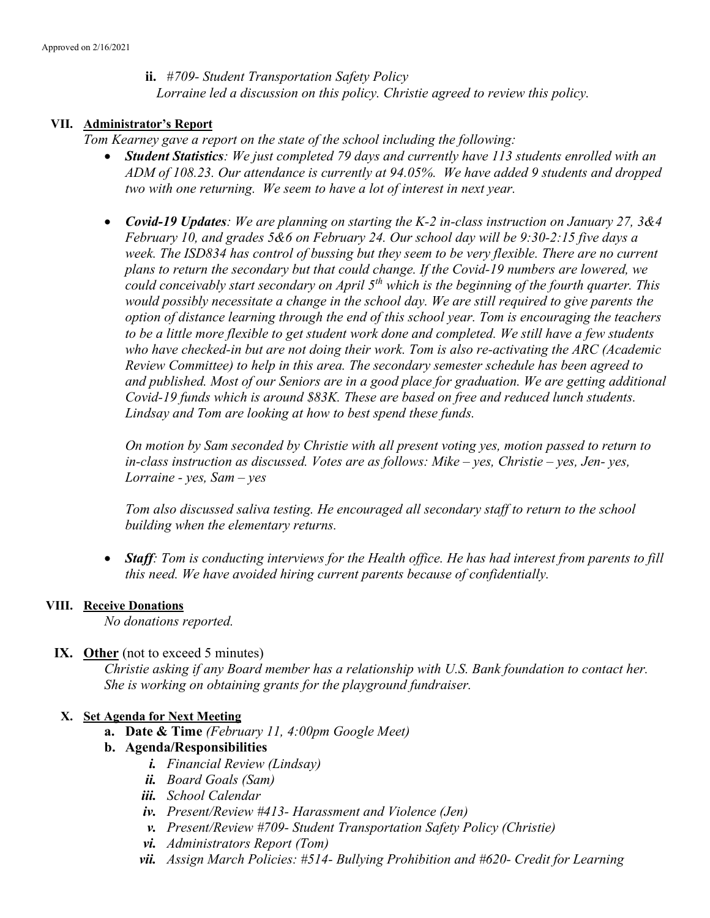ii. *#709- Student Transportation Safety Policy*
*Lorraine led a discussion on this policy. Christie agreed to review this policy.*

## VII. Administrator's Report

*Tom Kearney gave a report on the state of the school including the following:*

- ***Student Statistics****: We just completed 79 days and currently have 113 students enrolled with an ADM of 108.23. Our attendance is currently at 94.05%. We have added 9 students and dropped two with one returning. We seem to have a lot of interest in next year.*

- ***Covid-19 Updates****: We are planning on starting the K-2 in-class instruction on January 27, 3&4 February 10, and grades 5&6 on February 24. Our school day will be 9:30-2:15 five days a week. The ISD834 has control of bussing but they seem to be very flexible. There are no current plans to return the secondary but that could change. If the Covid-19 numbers are lowered, we could conceivably start secondary on April 5th which is the beginning of the fourth quarter. This would possibly necessitate a change in the school day. We are still required to give parents the option of distance learning through the end of this school year. Tom is encouraging the teachers to be a little more flexible to get student work done and completed. We still have a few students who have checked-in but are not doing their work. Tom is also re-activating the ARC (Academic Review Committee) to help in this area. The secondary semester schedule has been agreed to and published. Most of our Seniors are in a good place for graduation. We are getting additional Covid-19 funds which is around $83K. These are based on free and reduced lunch students. Lindsay and Tom are looking at how to best spend these funds.*

  *On motion by Sam seconded by Christie with all present voting yes, motion passed to return to in-class instruction as discussed. Votes are as follows: Mike – yes, Christie – yes, Jen- yes, Lorraine - yes, Sam – yes*

  *Tom also discussed saliva testing. He encouraged all secondary staff to return to the school building when the elementary returns.*

- ***Staff****: Tom is conducting interviews for the Health office. He has had interest from parents to fill this need. We have avoided hiring current parents because of confidentially.*

## VIII. Receive Donations

*No donations reported.*

## IX. Other (not to exceed 5 minutes)

*Christie asking if any Board member has a relationship with U.S. Bank foundation to contact her. She is working on obtaining grants for the playground fundraiser.*

## X. Set Agenda for Next Meeting

a. **Date & Time** *(February 11, 4:00pm Google Meet)*

b. **Agenda/Responsibilities**

   *i. Financial Review (Lindsay)*
   *ii. Board Goals (Sam)*
   *iii. School Calendar*
   *iv. Present/Review #413- Harassment and Violence (Jen)*
   *v. Present/Review #709- Student Transportation Safety Policy (Christie)*
   *vi. Administrators Report (Tom)*
   *vii. Assign March Policies: #514- Bullying Prohibition and #620- Credit for Learning*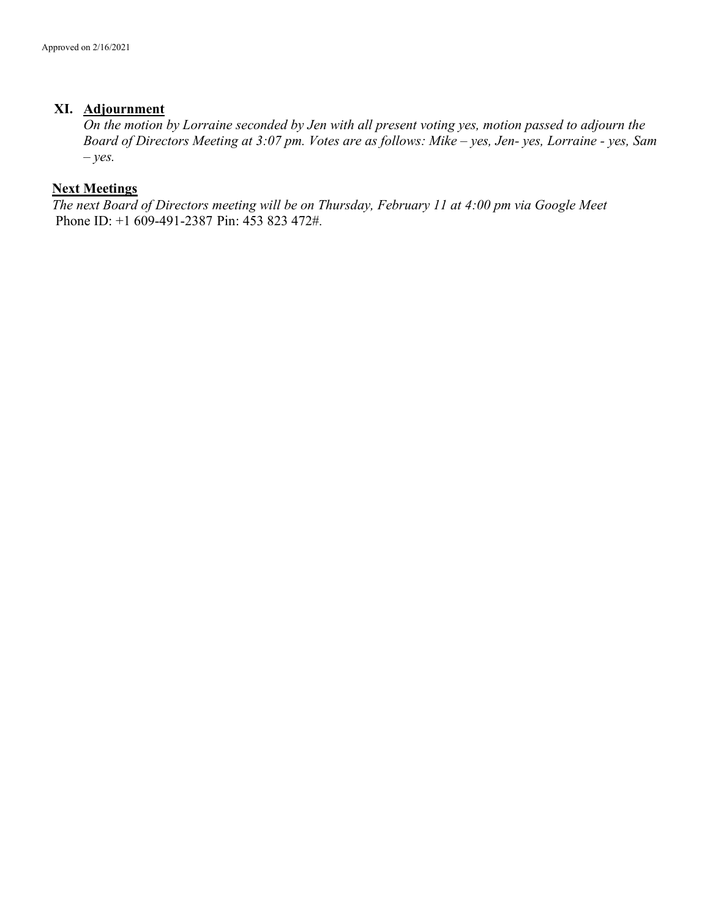Approved on 2/16/2021

## XI. Adjournment

*On the motion by Lorraine seconded by Jen with all present voting yes, motion passed to adjourn the Board of Directors Meeting at 3:07 pm. Votes are as follows: Mike – yes, Jen- yes, Lorraine - yes, Sam – yes.*

## Next Meetings

*The next Board of Directors meeting will be on Thursday, February 11 at 4:00 pm via Google Meet* Phone ID: +1 609-491-2387 Pin: 453 823 472#.